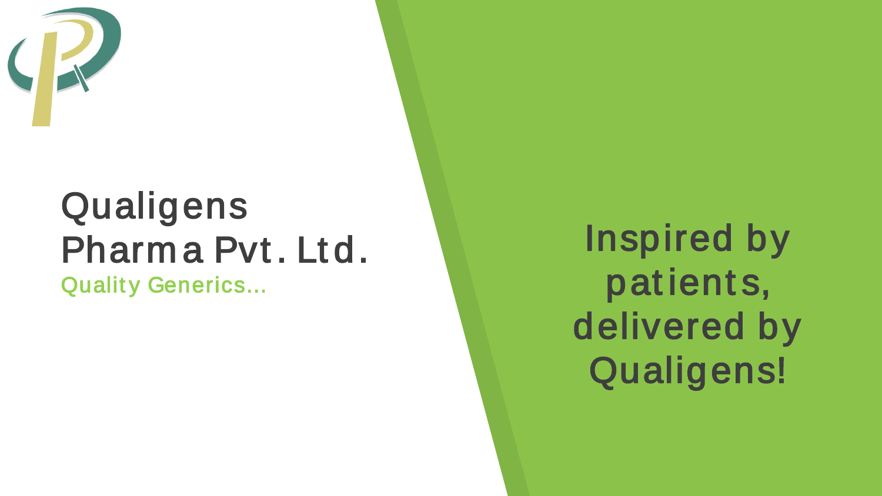# Qualigens Pharma Pvt. Ltd.

Quality Generics...

Inspired by patients, delivered by Qualigens!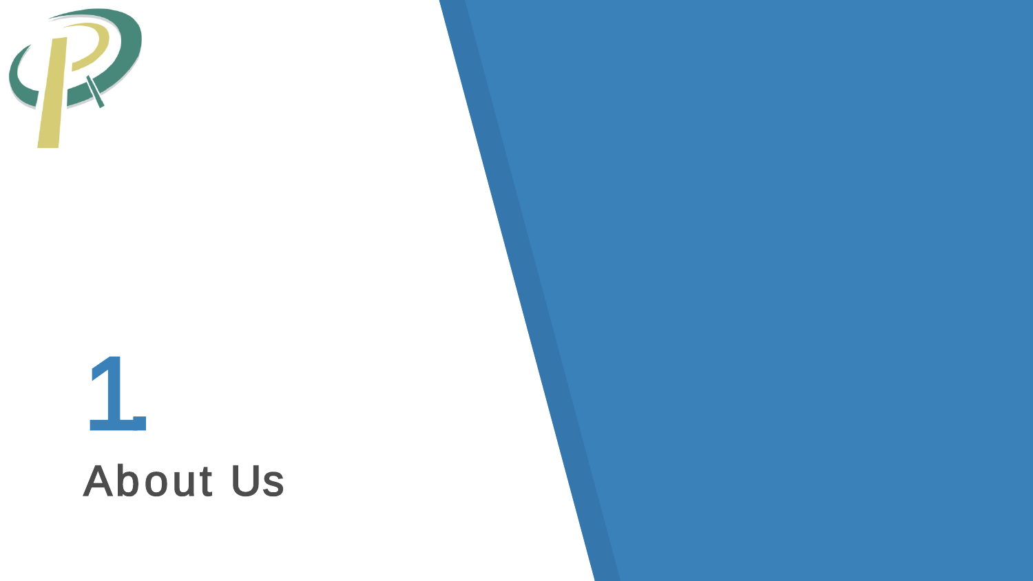# 1
## About Us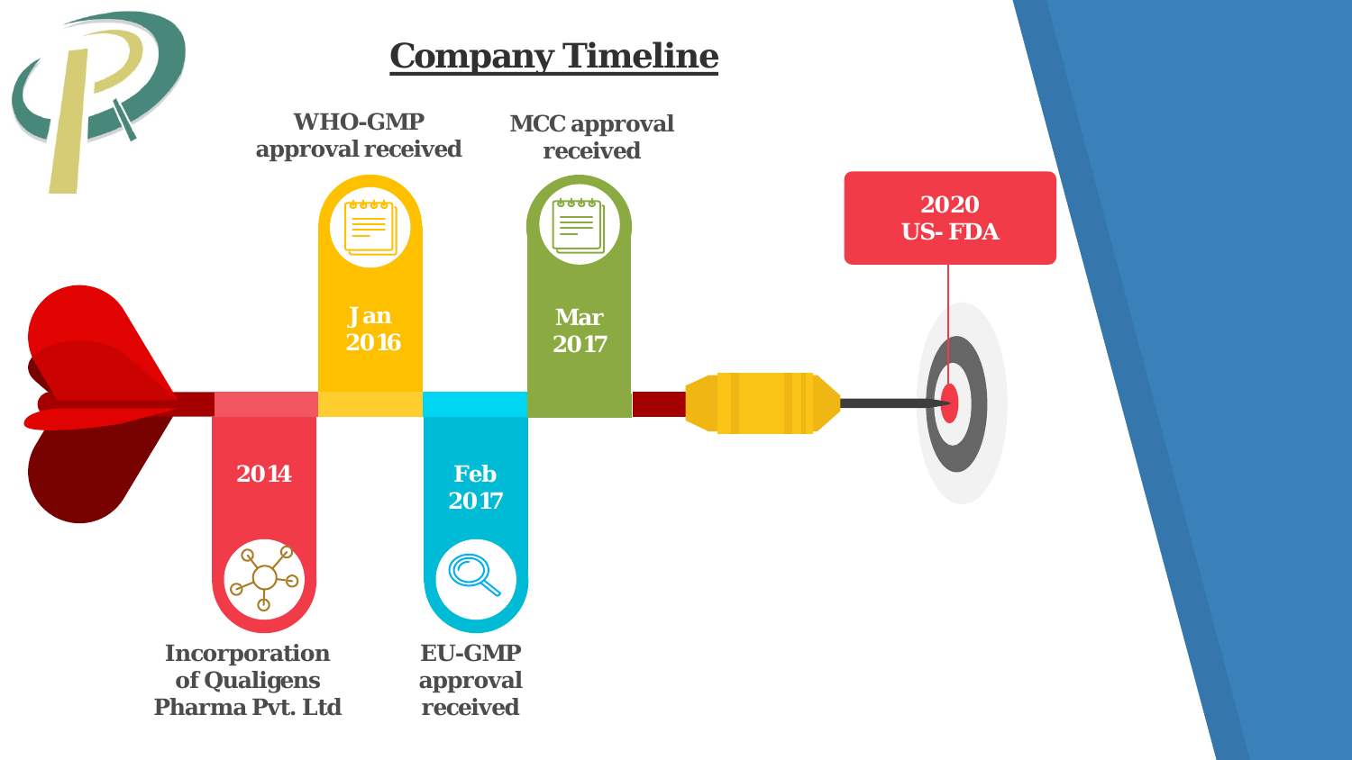# Company Timeline

- **2014** – Incorporation of Qualigens Pharma Pvt. Ltd
- **Jan 2016** – WHO-GMP approval received
- **Feb 2017** – EU-GMP approval received
- **Mar 2017** – MCC approval received
- **2020** – US- FDA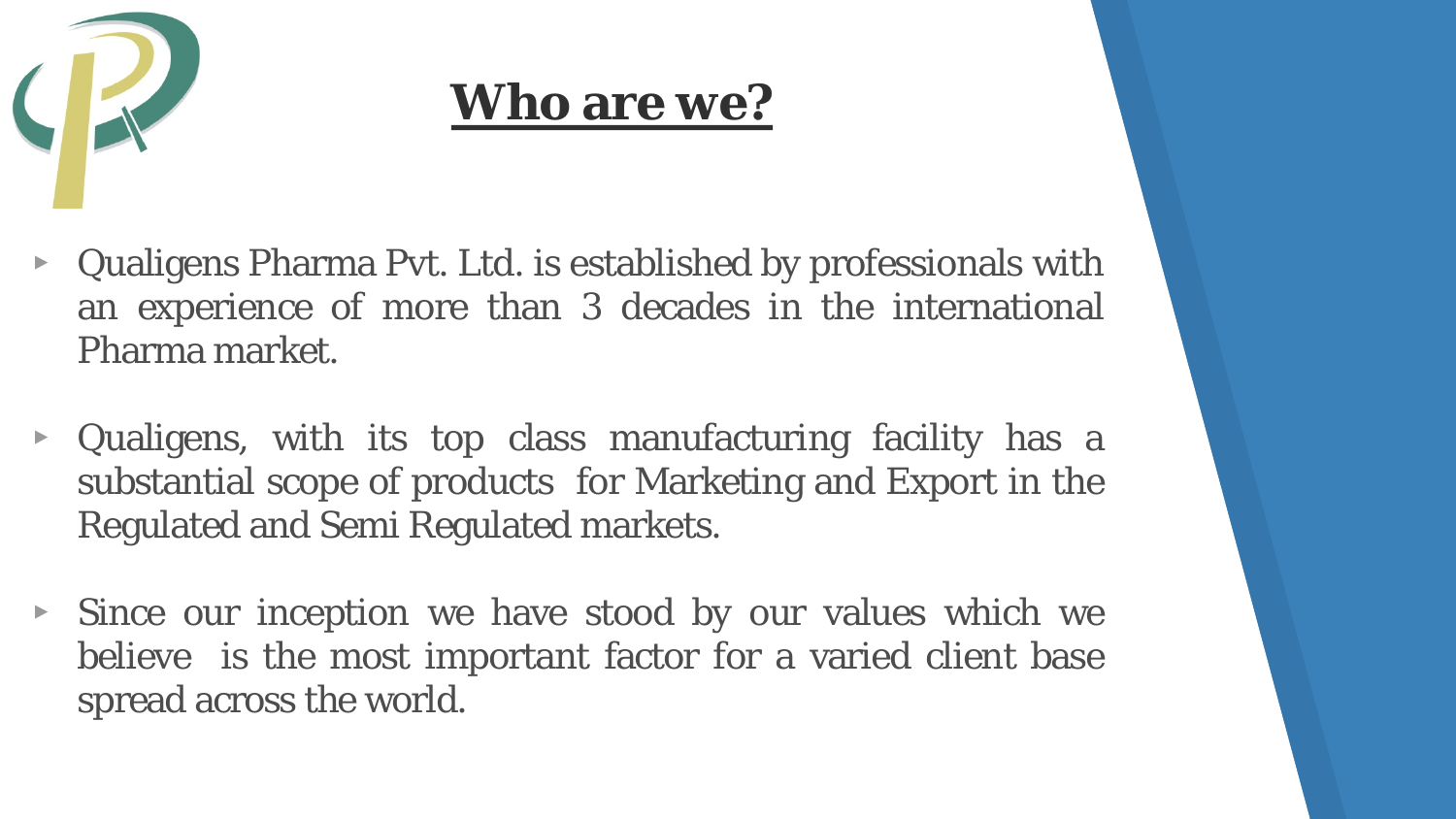# **Who are we?**

- Qualigens Pharma Pvt. Ltd. is established by professionals with an experience of more than 3 decades in the international Pharma market.
- Qualigens, with its top class manufacturing facility has a substantial scope of products for Marketing and Export in the Regulated and Semi Regulated markets.
- Since our inception we have stood by our values which we believe is the most important factor for a varied client base spread across the world.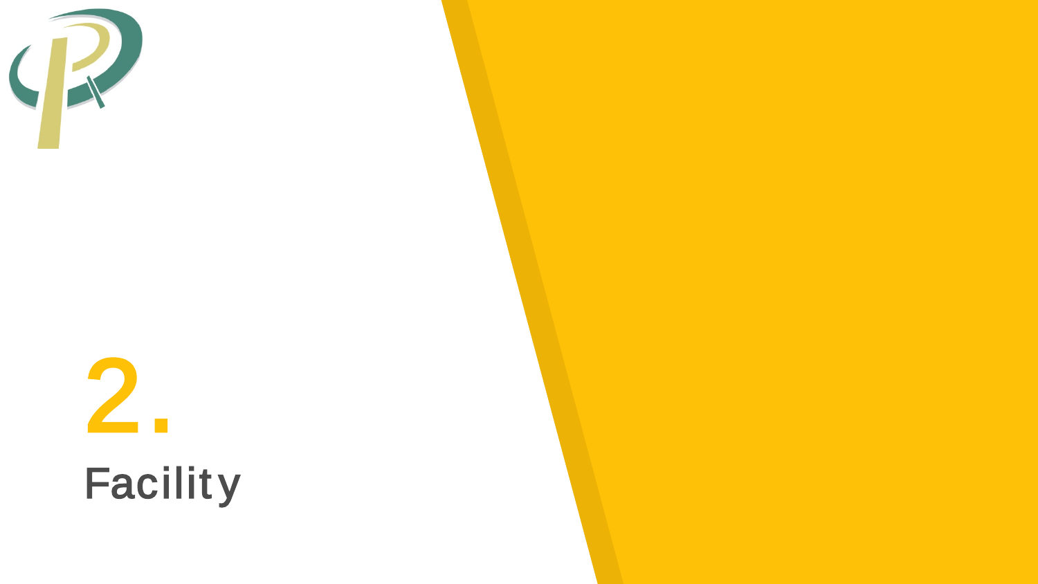# 2.

## Facility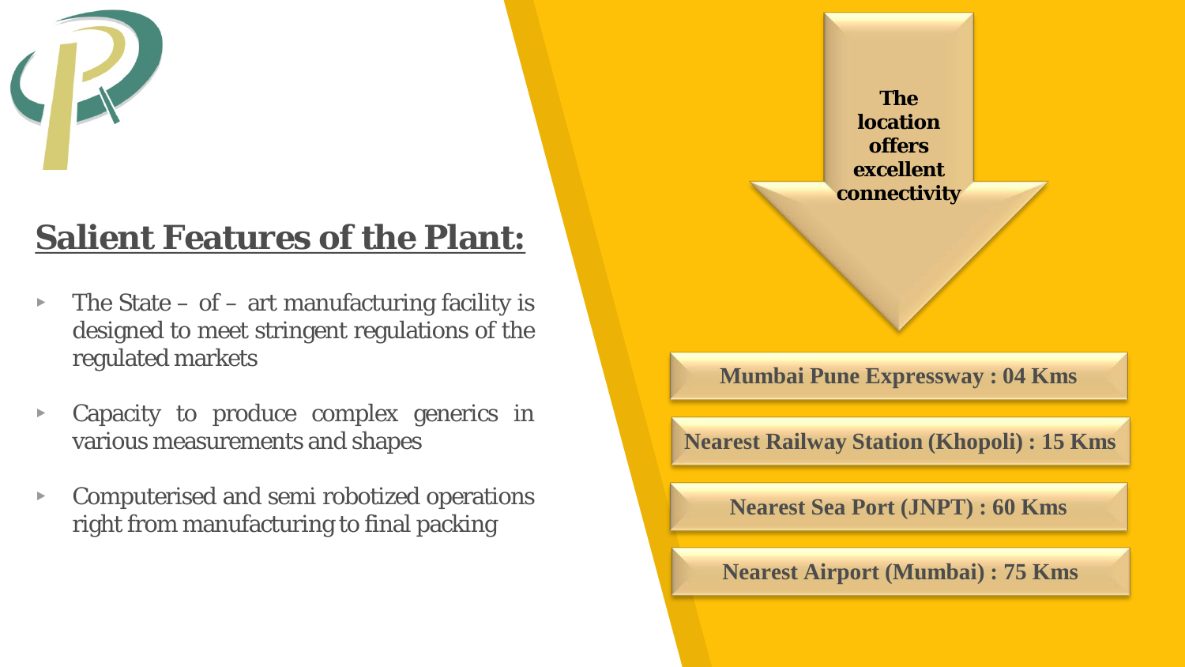## Salient Features of the Plant:

- The State – of – art manufacturing facility is designed to meet stringent regulations of the regulated markets
- Capacity to produce complex generics in various measurements and shapes
- Computerised and semi robotized operations right from manufacturing to final packing

**The location offers excellent connectivity**

**Mumbai Pune Expressway : 04 Kms**

**Nearest Railway Station (Khopoli) : 15 Kms**

**Nearest Sea Port (JNPT) : 60 Kms**

**Nearest Airport (Mumbai) : 75 Kms**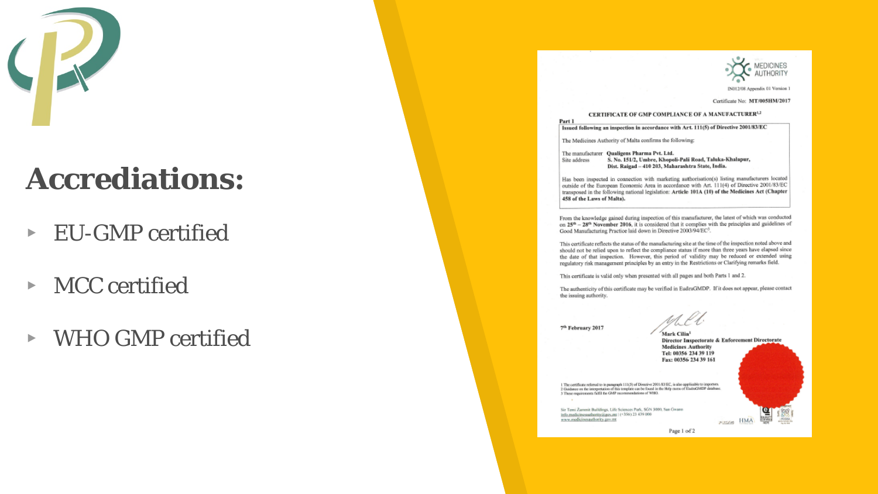# Accrediations:

- EU-GMP certified
- MCC certified
- WHO GMP certified

MEDICINES AUTHORITY

IN012/08 Appendix 01 Version 1

Certificate No: **MT/005HM/2017**

**CERTIFICATE OF GMP COMPLIANCE OF A MANUFACTURER[1,2]**

**Part 1**

**Issued following an inspection in accordance with Art. 111(5) of Directive 2001/83/EC**

The Medicines Authority of Malta confirms the following:

The manufacturer **Qualigens Pharma Pvt. Ltd.**
Site address **S. No. 151/2, Umbre, Khopoli-Pali Road, Taluka-Khalapur, Dist. Raigad – 410 203, Maharashtra State, India.**

Has been inspected in connection with marketing authorisation(s) listing manufacturers located outside of the European Economic Area in accordance with Art. 111(4) of Directive 2001/83/EC transposed in the following national legislation: **Article 101A (10) of the Medicines Act (Chapter 458 of the Laws of Malta).**

From the knowledge gained during inspection of this manufacturer, the latest of which was conducted on **25th – 28th November 2016**, it is considered that it complies with the principles and guidelines of Good Manufacturing Practice laid down in Directive 2003/94/EC[3].

This certificate reflects the status of the manufacturing site at the time of the inspection noted above and should not be relied upon to reflect the compliance status if more than three years have elapsed since the date of that inspection. However, this period of validity may be reduced or extended using regulatory risk management principles by an entry in the Restrictions or Clarifying remarks field.

This certificate is valid only when presented with all pages and both Parts 1 and 2.

The authenticity of this certificate may be verified in EudraGMDP. If it does not appear, please contact the issuing authority.

**7th February 2017**

**Mark Cilia[1]**
**Director Inspectorate & Enforcement Directorate**
**Medicines Authority**
**Tel: 00356 234 39 119**
**Fax: 00356 234 39 161**

1 The certificate referred to in paragraph 111(5) of Directive 2001/83/EC, is also applicable to importers.
2 Guidance on the interpretation of this template can be found in the Help menu of EudraGMDP database.
3 These requirements fulfil the GMP recommendations of WHO.

Sir Temi Zammit Buildings, Life Sciences Park, SGN 3000, San Gwann
info.medicinesauthority@gov.mt | (+356) 23 439 000
www.medicinesauthority.gov.mt

Page 1 of 2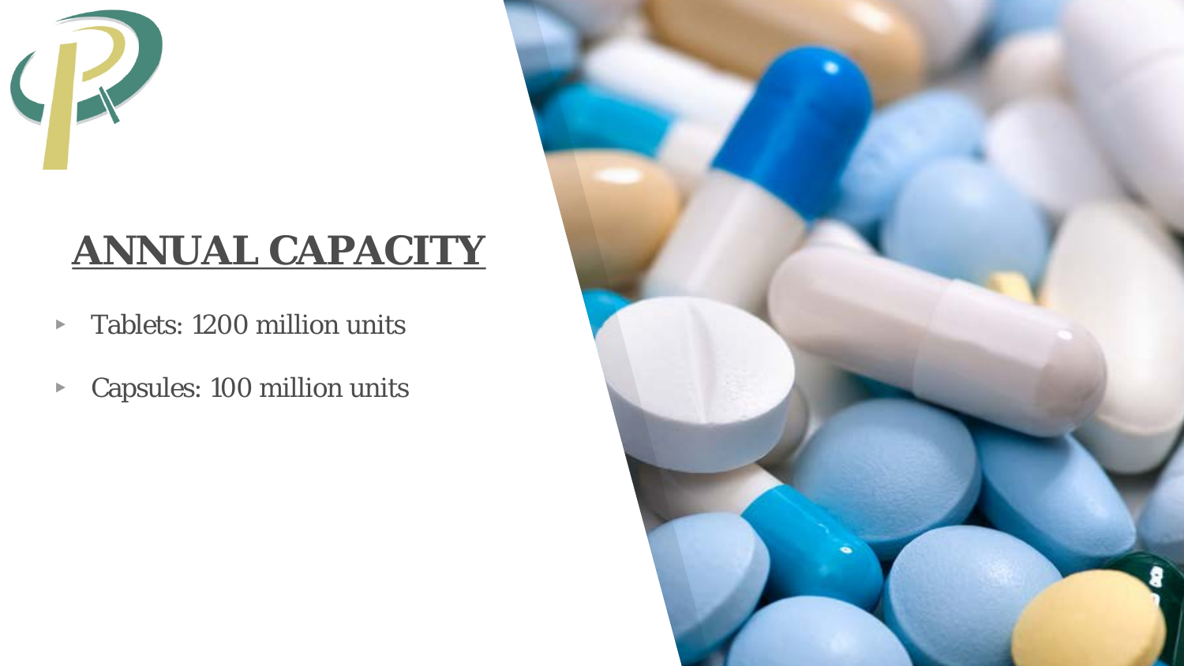# ANNUAL CAPACITY

- Tablets: 1200 million units
- Capsules: 100 million units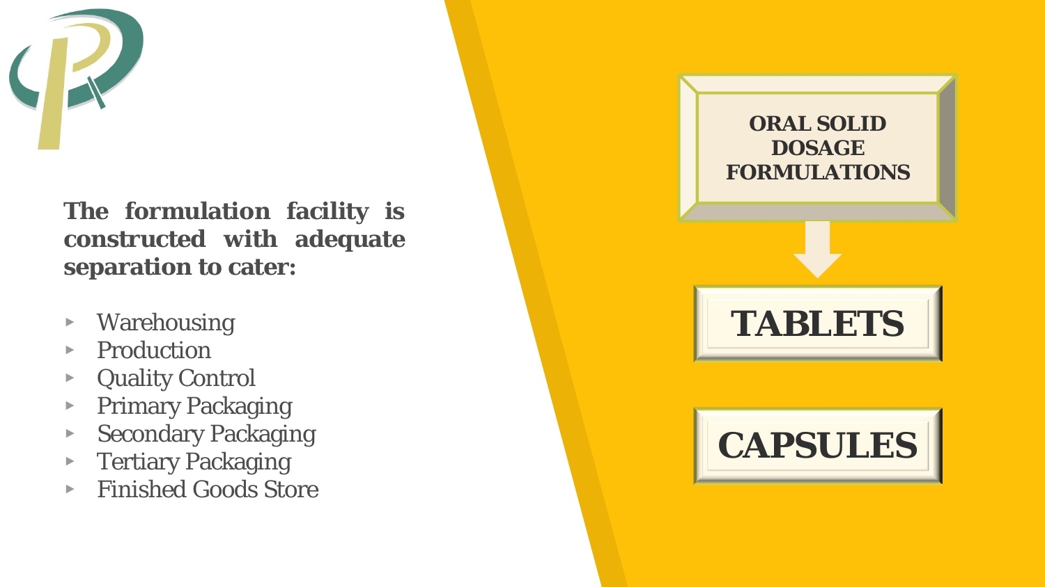**The formulation facility is constructed with adequate separation to cater:**

- Warehousing
- Production
- Quality Control
- Primary Packaging
- Secondary Packaging
- Tertiary Packaging
- Finished Goods Store

**ORAL SOLID DOSAGE FORMULATIONS**

**TABLETS**

**CAPSULES**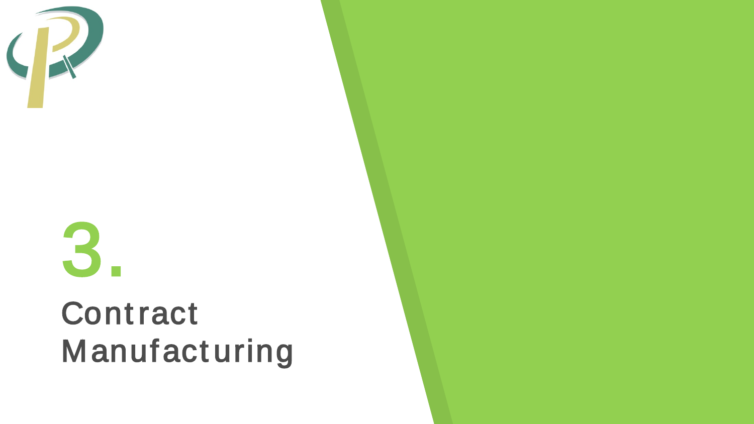# 3.

## Contract Manufacturing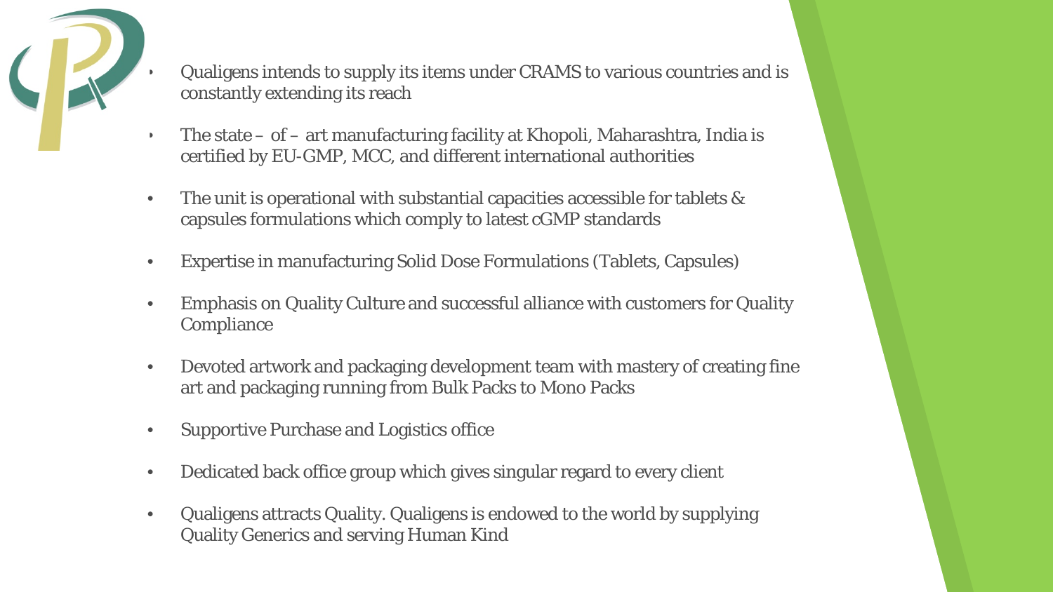- Qualigens intends to supply its items under CRAMS to various countries and is constantly extending its reach
- The state – of – art manufacturing facility at Khopoli, Maharashtra, India is certified by EU-GMP, MCC, and different international authorities
- The unit is operational with substantial capacities accessible for tablets & capsules formulations which comply to latest cGMP standards
- Expertise in manufacturing Solid Dose Formulations (Tablets, Capsules)
- Emphasis on Quality Culture and successful alliance with customers for Quality Compliance
- Devoted artwork and packaging development team with mastery of creating fine art and packaging running from Bulk Packs to Mono Packs
- Supportive Purchase and Logistics office
- Dedicated back office group which gives singular regard to every client
- Qualigens attracts Quality. Qualigens is endowed to the world by supplying Quality Generics and serving Human Kind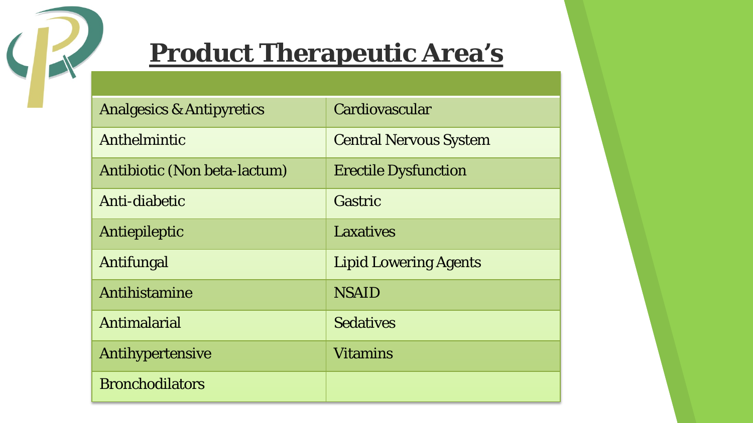# Product Therapeutic Area's

| | |
|---|---|
| Analgesics & Antipyretics | Cardiovascular |
| Anthelmintic | Central Nervous System |
| Antibiotic (Non beta-lactum) | Erectile Dysfunction |
| Anti-diabetic | Gastric |
| Antiepileptic | Laxatives |
| Antifungal | Lipid Lowering Agents |
| Antihistamine | NSAID |
| Antimalarial | Sedatives |
| Antihypertensive | Vitamins |
| Bronchodilators | |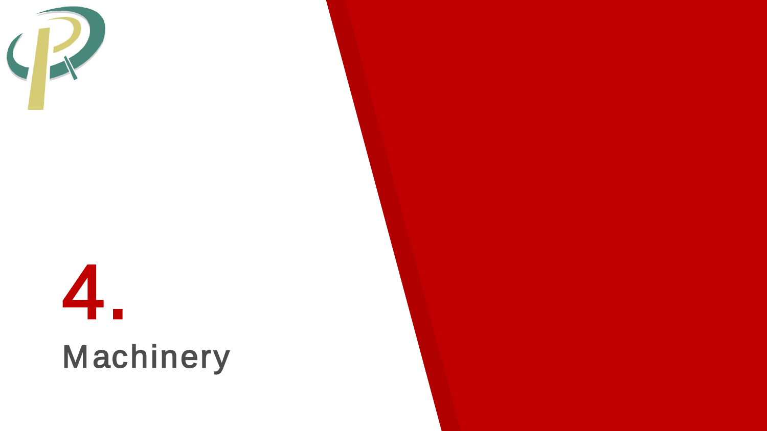# 4.

## Machinery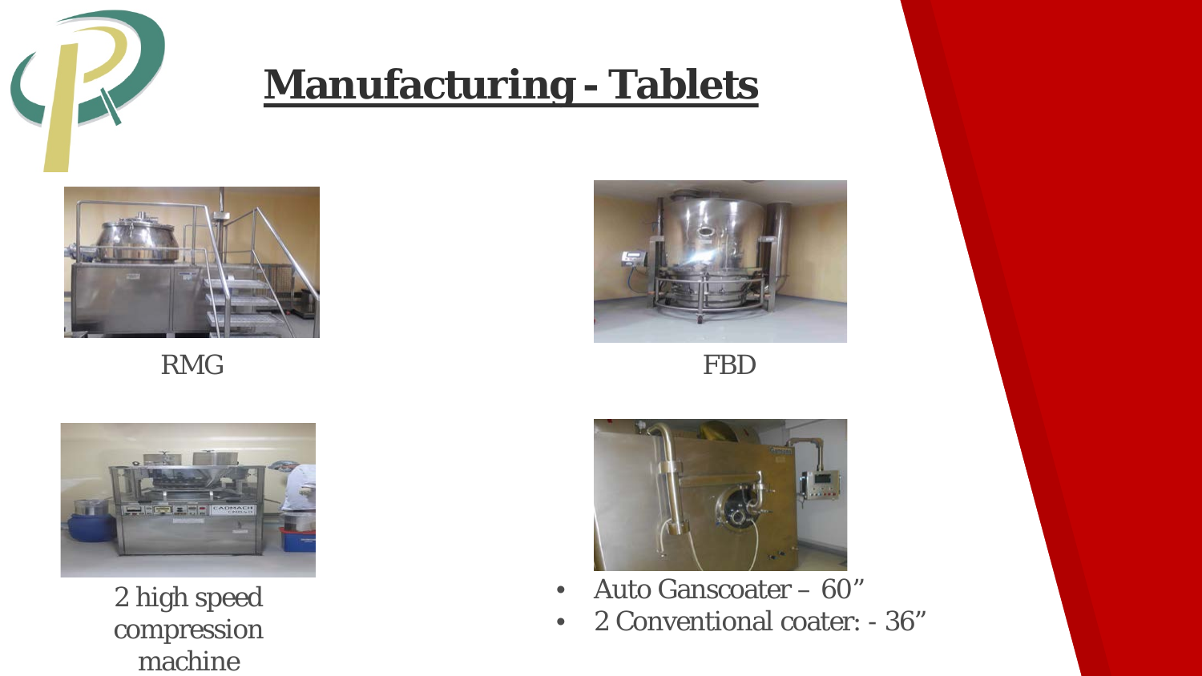# Manufacturing - Tablets

RMG

FBD

2 high speed compression machine

- Auto Ganscoater – 60”
- 2 Conventional coater: - 36”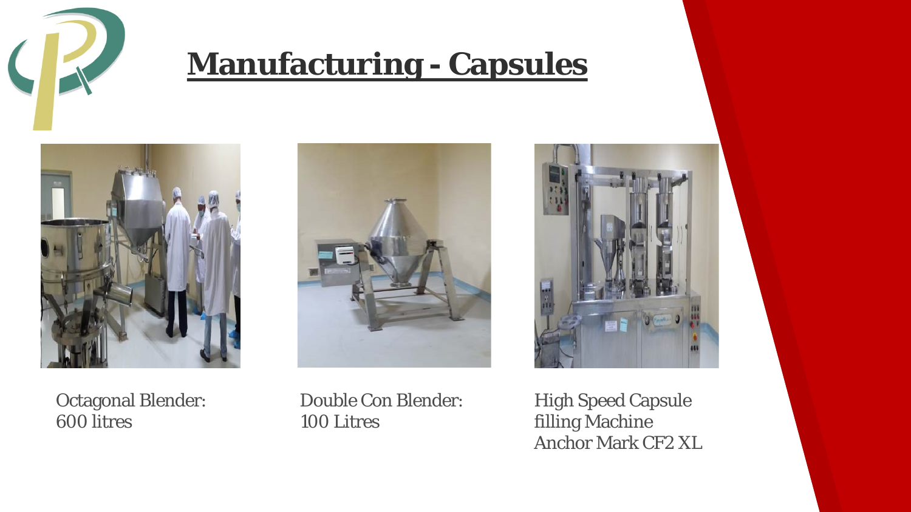# Manufacturing - Capsules

Octagonal Blender:
600 litres

Double Con Blender:
100 Litres

High Speed Capsule filling Machine
Anchor Mark CF2 XL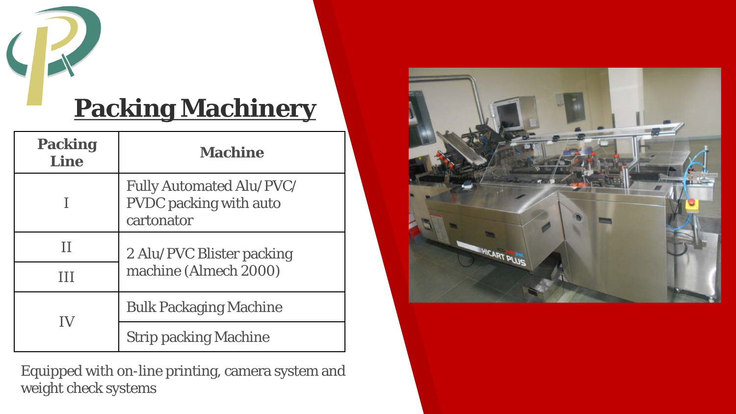# Packing Machinery

| Packing Line | Machine |
|---|---|
| I | Fully Automated Alu/PVC/ PVDC packing with auto cartonator |
| II | 2 Alu/PVC Blister packing machine (Almech 2000) |
| III | |
| IV | Bulk Packaging Machine |
| | Strip packing Machine |

Equipped with on-line printing, camera system and weight check systems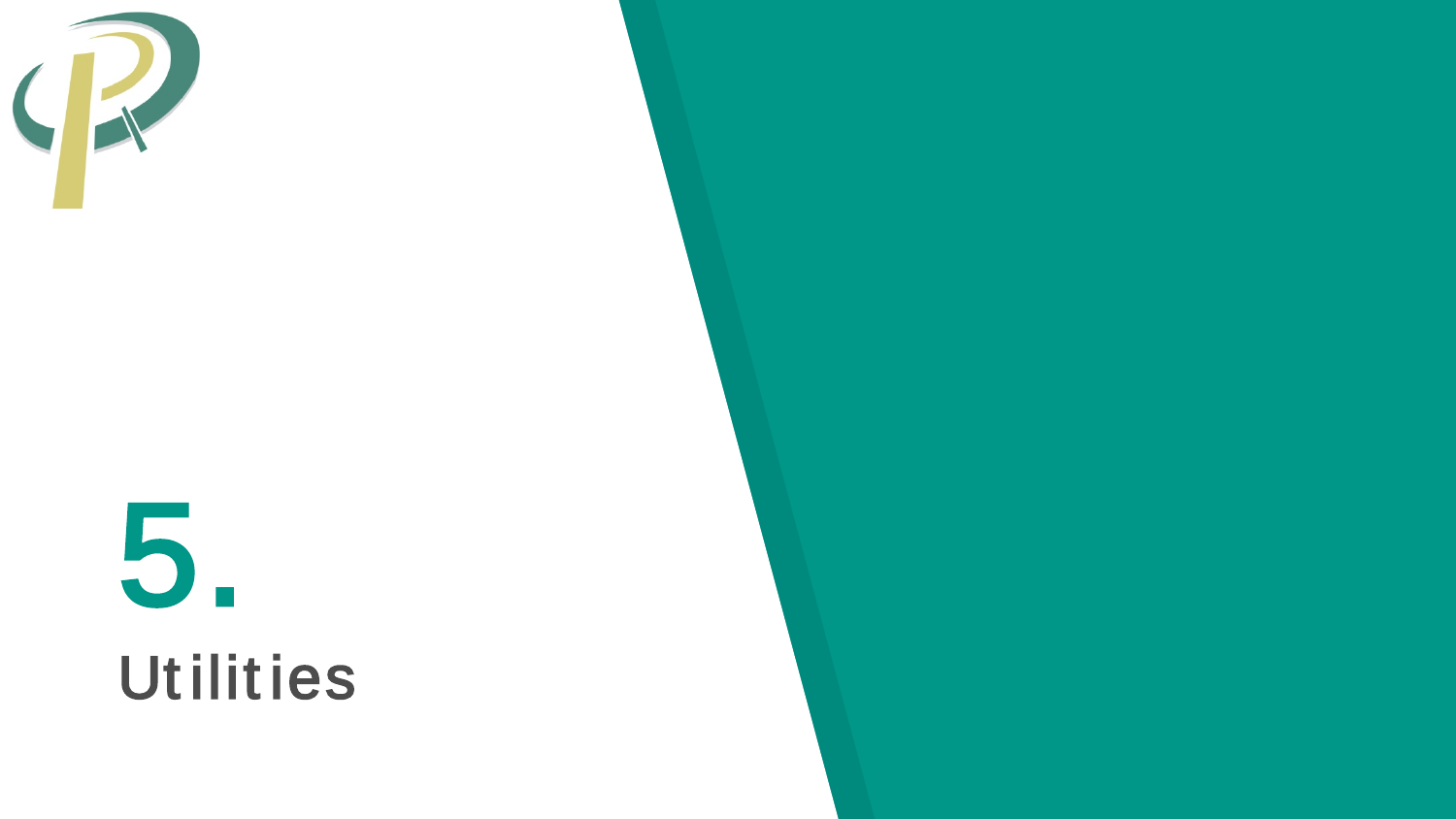# 5.

## Utilities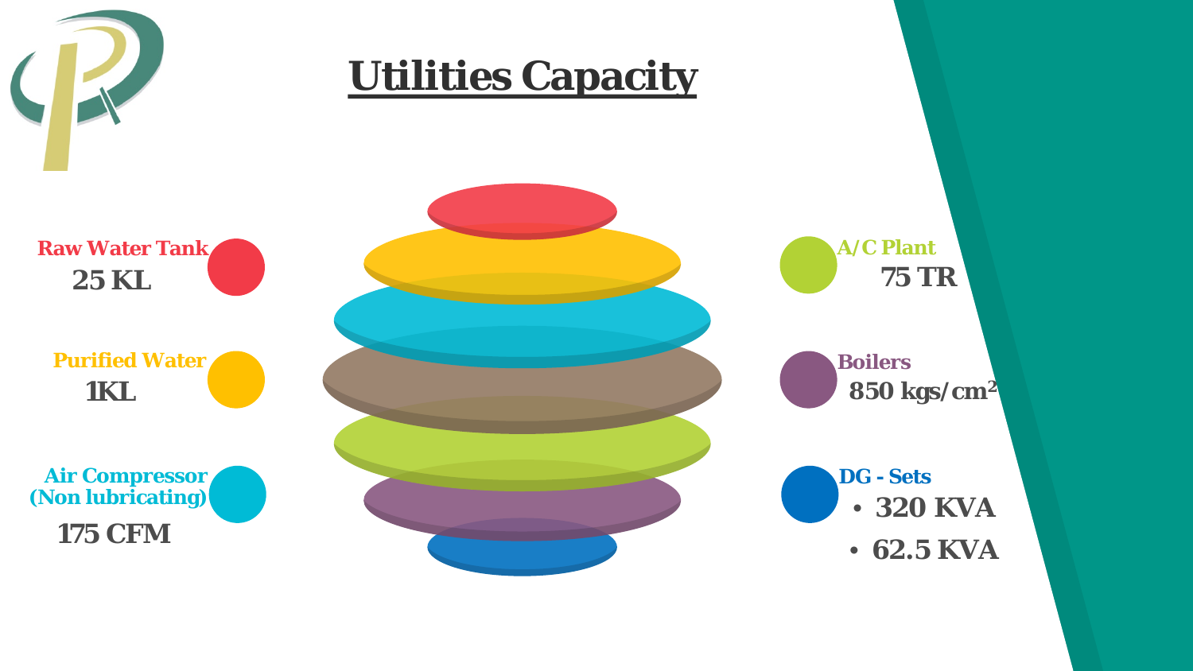# Utilities Capacity

**Raw Water Tank**
25 KL

**Purified Water**
1KL

**Air Compressor (Non lubricating)**
175 CFM

**A/C Plant**
75 TR

**Boilers**
850 kgs/$cm^2$

**DG - Sets**
- 320 KVA
- 62.5 KVA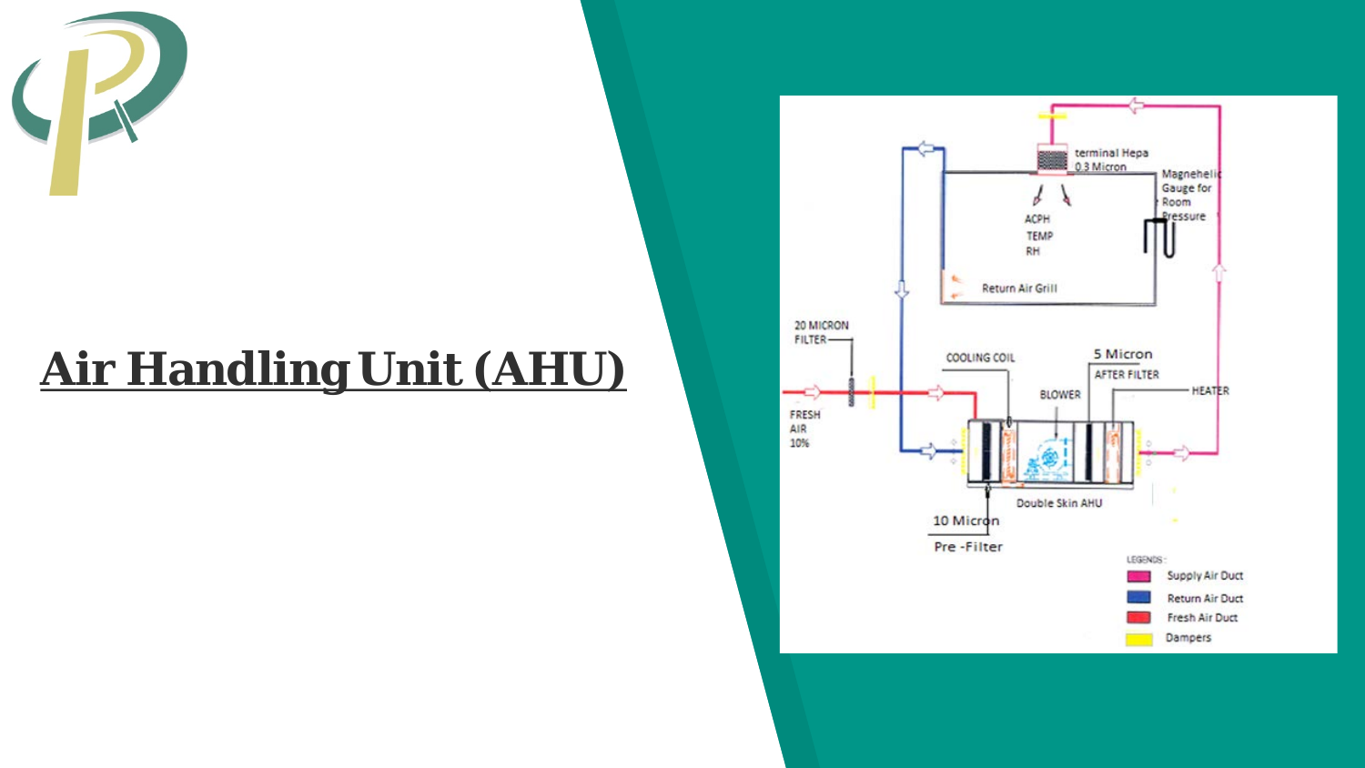# Air Handling Unit (AHU)

terminal Hepa 0.3 Micron

Magnehelic Gauge for Room Pressure

ACPH

TEMP

RH

Return Air Grill

20 MICRON FILTER

FRESH AIR 10%

COOLING COIL

BLOWER

5 Micron

AFTER FILTER

HEATER

Double Skin AHU

10 Micron

Pre -Filter

LEGENDS :

- Supply Air Duct
- Return Air Duct
- Fresh Air Duct
- Dampers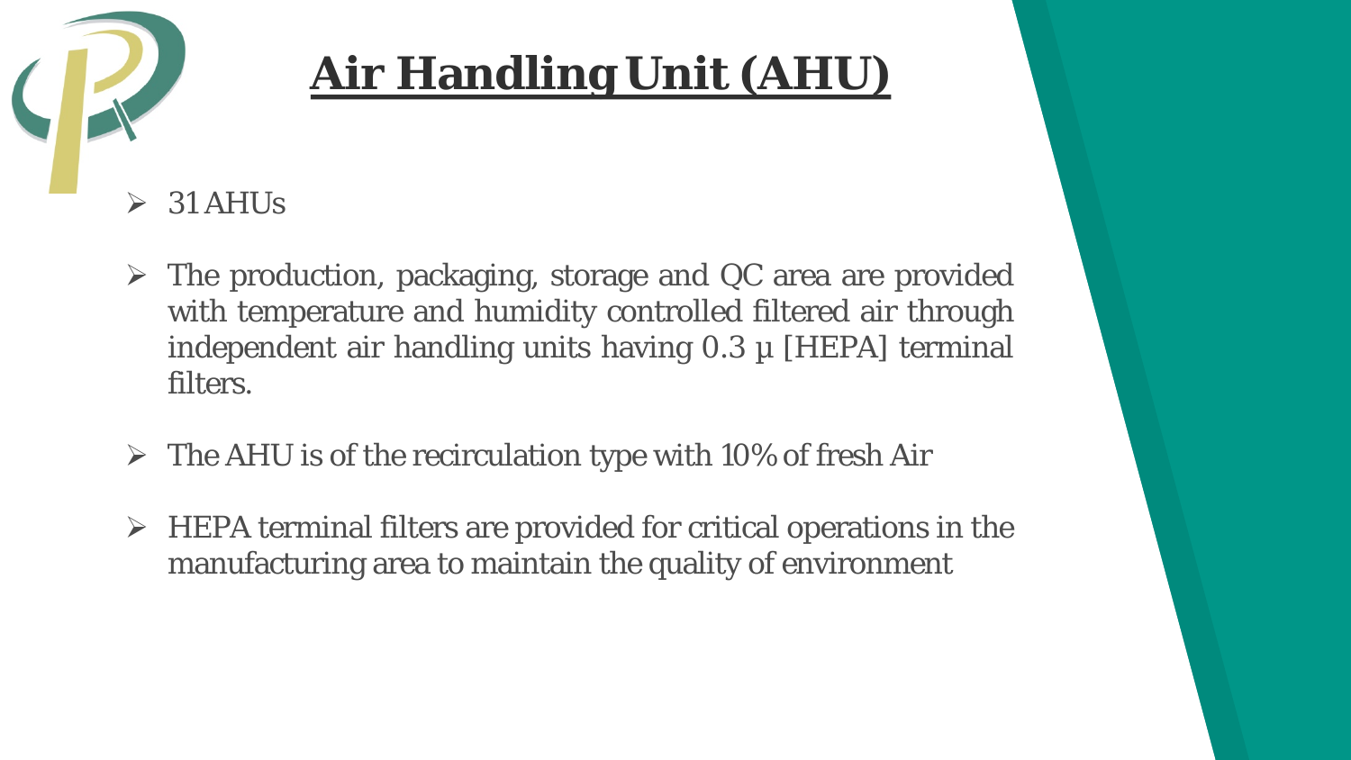# Air Handling Unit (AHU)

- 31 AHUs

- The production, packaging, storage and QC area are provided with temperature and humidity controlled filtered air through independent air handling units having 0.3 µ [HEPA] terminal filters.

- The AHU is of the recirculation type with 10% of fresh Air

- HEPA terminal filters are provided for critical operations in the manufacturing area to maintain the quality of environment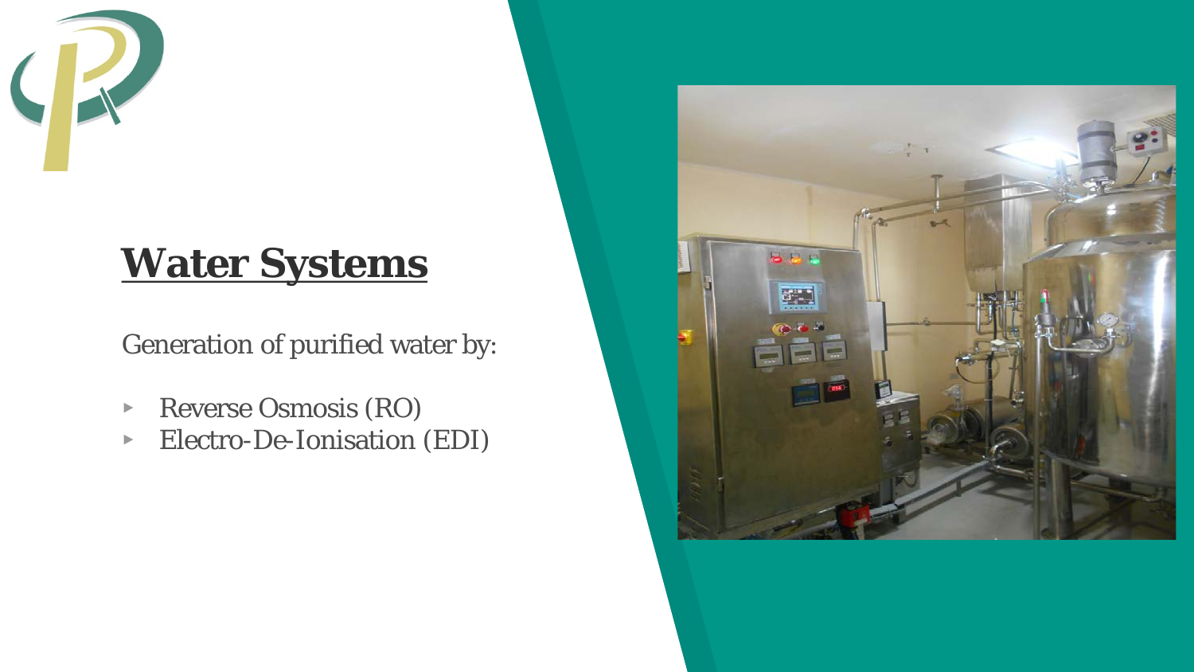# Water Systems

Generation of purified water by:

- Reverse Osmosis (RO)
- Electro-De-Ionisation (EDI)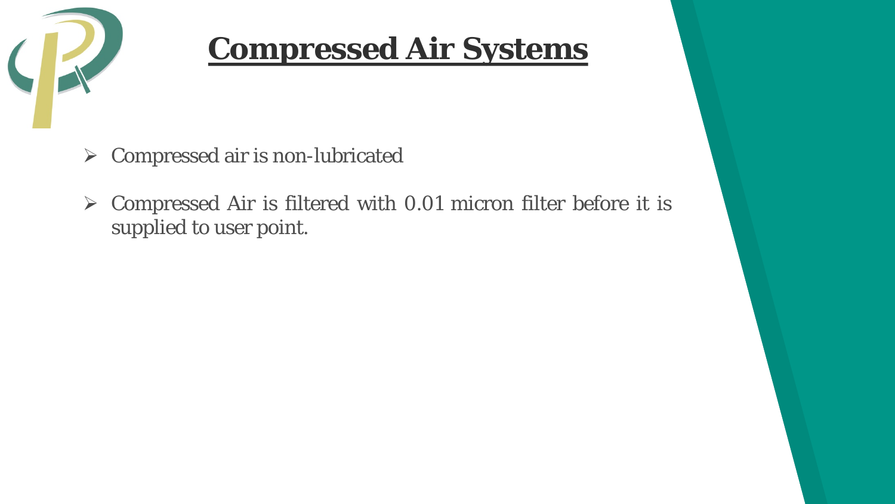# Compressed Air Systems

- Compressed air is non-lubricated
- Compressed Air is filtered with 0.01 micron filter before it is supplied to user point.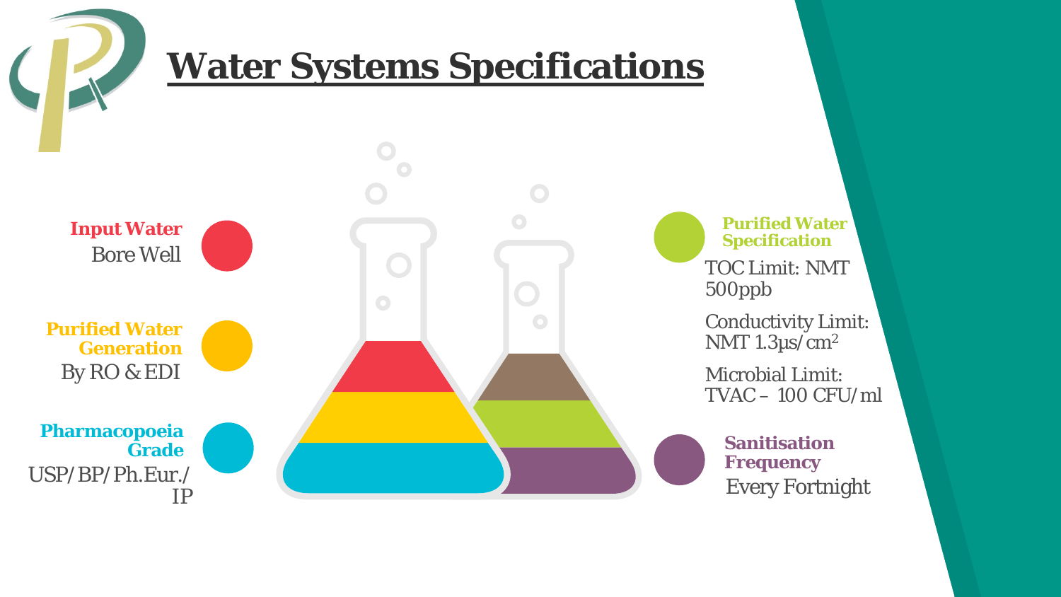# Water Systems Specifications

**Input Water**
Bore Well

**Purified Water Generation**
By RO & EDI

**Pharmacopoeia Grade**
USP/BP/Ph.Eur./IP

**Purified Water Specification**

TOC Limit: NMT 500ppb

Conductivity Limit: NMT 1.3µs/cm$^2$

Microbial Limit: TVAC – 100 CFU/ml

**Sanitisation Frequency**
Every Fortnight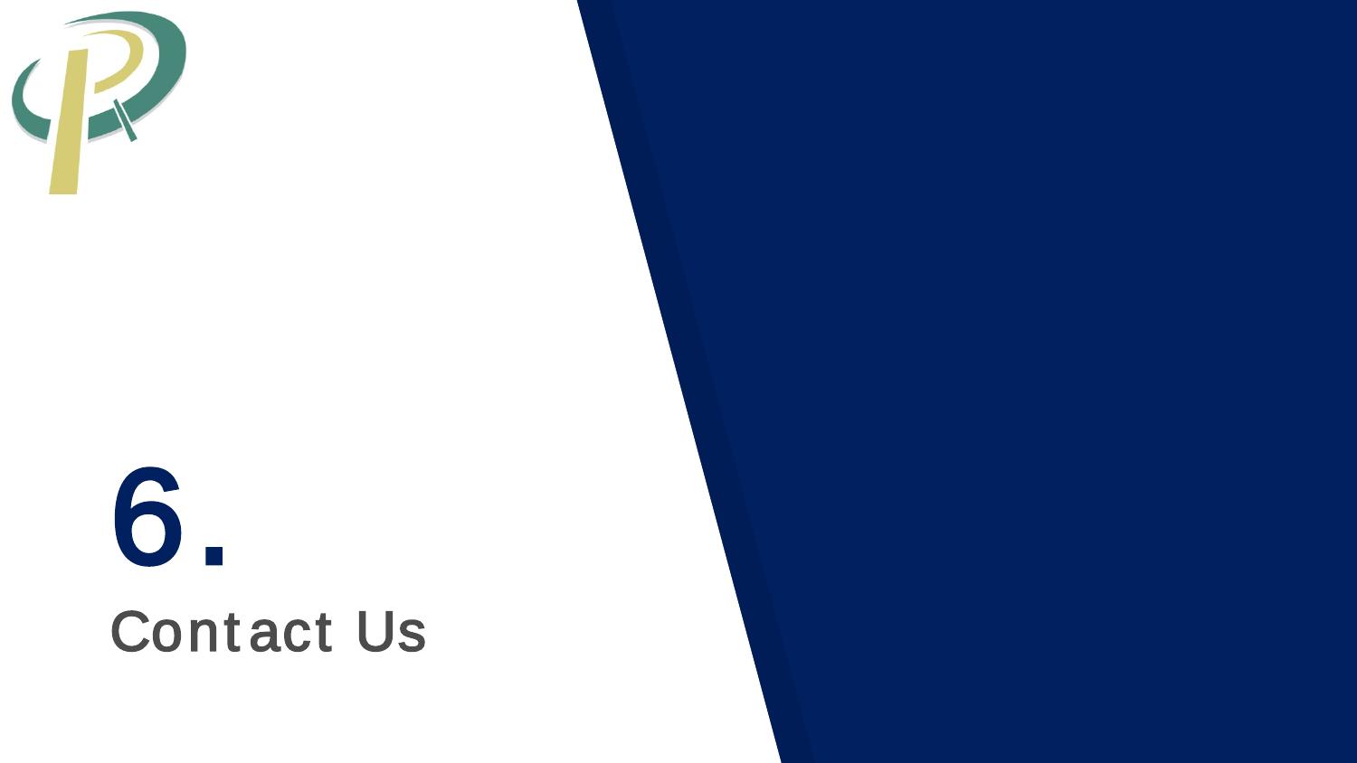# 6.

## Contact Us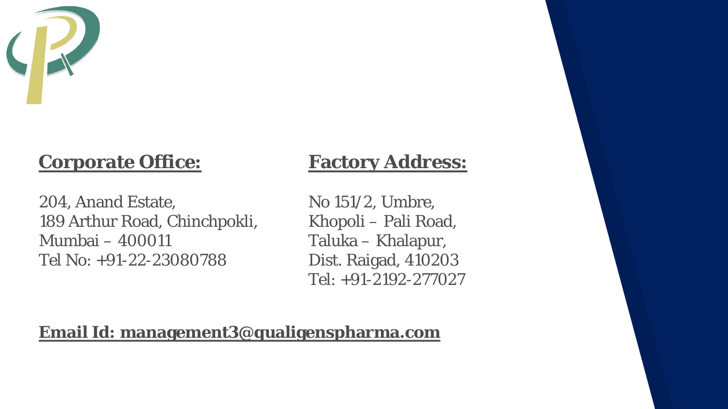**Corporate Office:**

204, Anand Estate,
189 Arthur Road, Chinchpokli,
Mumbai – 400011
Tel No: +91-22-23080788

**Factory Address:**

No 151/2, Umbre,
Khopoli – Pali Road,
Taluka – Khalapur,
Dist. Raigad, 410203
Tel: +91-2192-277027

**Email Id: management3@qualigenspharma.com**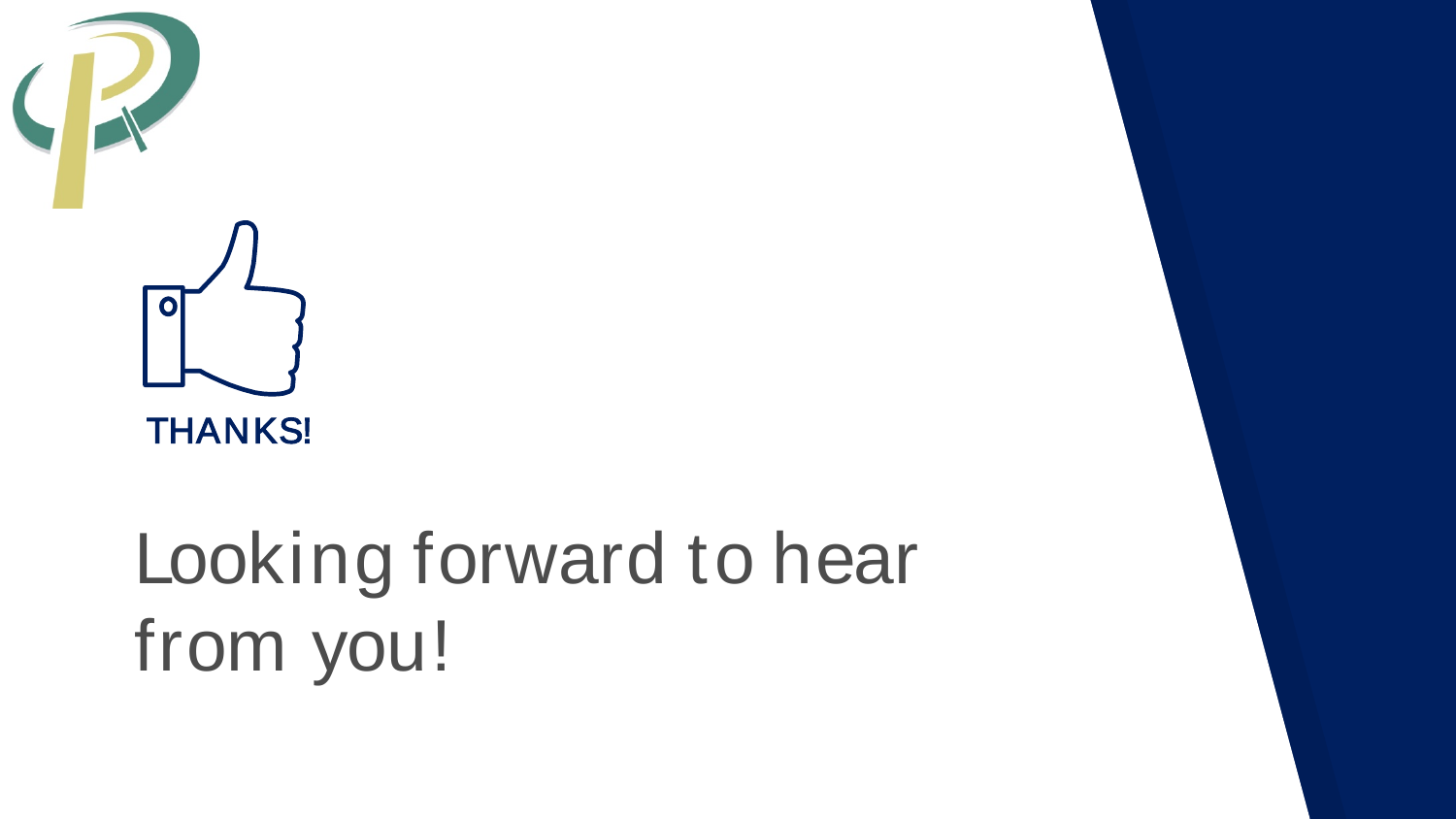THANKS!

# Looking forward to hear from you!